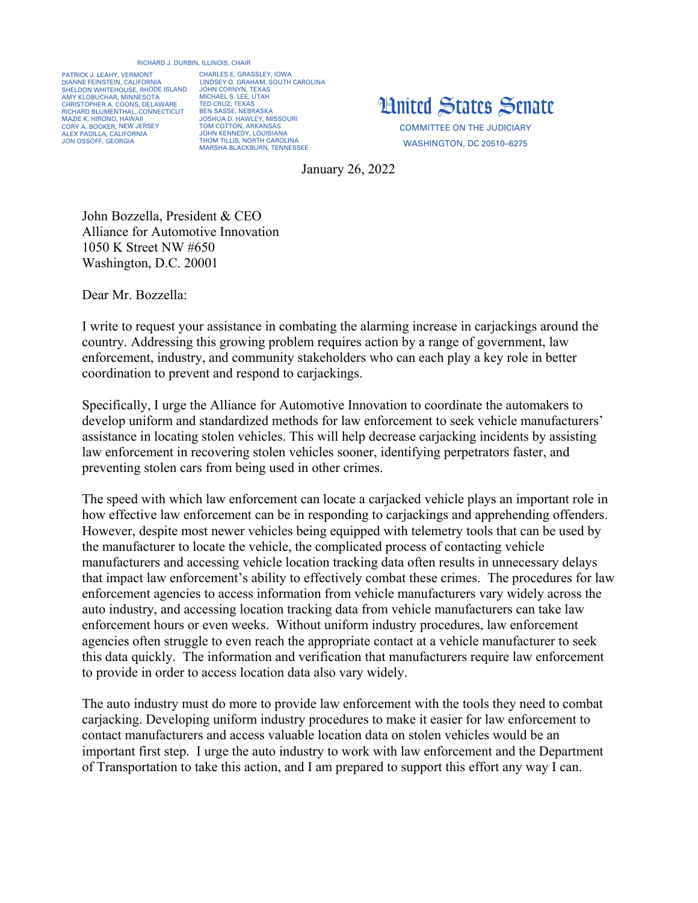RICHARD J. DURBIN, ILLINOIS, CHAIR

PATRICK J. LEAHY, VERMONT
DIANNE FEINSTEIN, CALIFORNIA
SHELDON WHITEHOUSE, RHODE ISLAND
AMY KLOBUCHAR, MINNESOTA
CHRISTOPHER A. COONS, DELAWARE
RICHARD BLUMENTHAL, CONNECTICUT
MAZIE K. HIRONO, HAWAII
CORY A. BOOKER, NEW JERSEY
ALEX PADILLA, CALIFORNIA
JON OSSOFF, GEORGIA

CHARLES E. GRASSLEY, IOWA
LINDSEY O. GRAHAM, SOUTH CAROLINA
JOHN CORNYN, TEXAS
MICHAEL S. LEE, UTAH
TED CRUZ, TEXAS
BEN SASSE, NEBRASKA
JOSHUA D. HAWLEY, MISSOURI
TOM COTTON, ARKANSAS
JOHN KENNEDY, LOUISIANA
THOM TILLIS, NORTH CAROLINA
MARSHA BLACKBURN, TENNESSEE

# United States Senate

COMMITTEE ON THE JUDICIARY
WASHINGTON, DC 20510–6275

January 26, 2022

John Bozzella, President & CEO
Alliance for Automotive Innovation
1050 K Street NW #650
Washington, D.C. 20001

Dear Mr. Bozzella:

I write to request your assistance in combating the alarming increase in carjackings around the country. Addressing this growing problem requires action by a range of government, law enforcement, industry, and community stakeholders who can each play a key role in better coordination to prevent and respond to carjackings.

Specifically, I urge the Alliance for Automotive Innovation to coordinate the automakers to develop uniform and standardized methods for law enforcement to seek vehicle manufacturers' assistance in locating stolen vehicles. This will help decrease carjacking incidents by assisting law enforcement in recovering stolen vehicles sooner, identifying perpetrators faster, and preventing stolen cars from being used in other crimes.

The speed with which law enforcement can locate a carjacked vehicle plays an important role in how effective law enforcement can be in responding to carjackings and apprehending offenders. However, despite most newer vehicles being equipped with telemetry tools that can be used by the manufacturer to locate the vehicle, the complicated process of contacting vehicle manufacturers and accessing vehicle location tracking data often results in unnecessary delays that impact law enforcement's ability to effectively combat these crimes. The procedures for law enforcement agencies to access information from vehicle manufacturers vary widely across the auto industry, and accessing location tracking data from vehicle manufacturers can take law enforcement hours or even weeks. Without uniform industry procedures, law enforcement agencies often struggle to even reach the appropriate contact at a vehicle manufacturer to seek this data quickly. The information and verification that manufacturers require law enforcement to provide in order to access location data also vary widely.

The auto industry must do more to provide law enforcement with the tools they need to combat carjacking. Developing uniform industry procedures to make it easier for law enforcement to contact manufacturers and access valuable location data on stolen vehicles would be an important first step. I urge the auto industry to work with law enforcement and the Department of Transportation to take this action, and I am prepared to support this effort any way I can.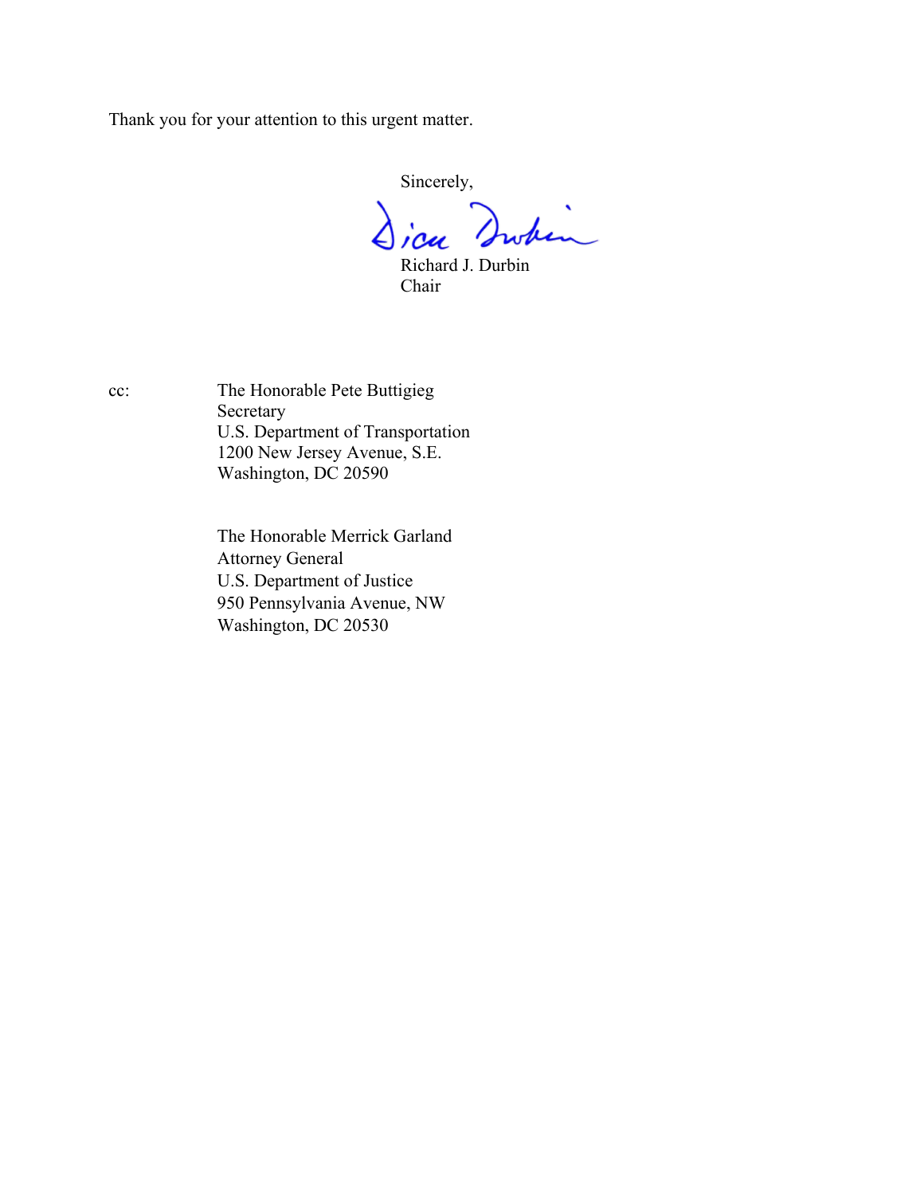Thank you for your attention to this urgent matter.

Sincerely,

Richard J. Durbin
Chair

cc: The Honorable Pete Buttigieg
Secretary
U.S. Department of Transportation
1200 New Jersey Avenue, S.E.
Washington, DC 20590

The Honorable Merrick Garland
Attorney General
U.S. Department of Justice
950 Pennsylvania Avenue, NW
Washington, DC 20530